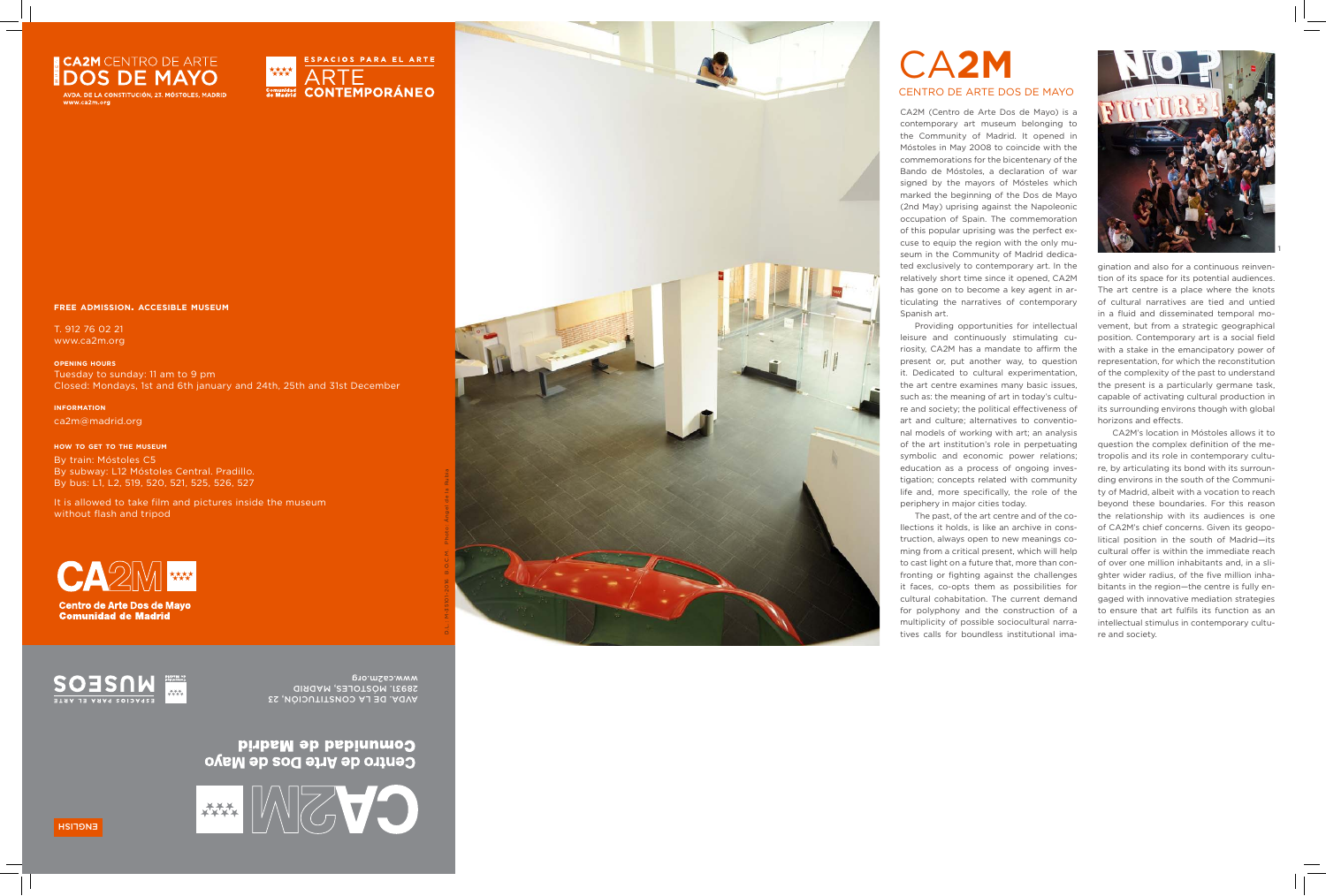**CA2M** CENTRO DE ARTE
**DOS DE MAYO**
AVDA. DE LA CONSTITUCIÓN, 23. MÓSTOLES, MADRID
www.ca2m.org

ESPACIOS PARA EL ARTE
ARTE
**CONTEMPORÁNEO**
Comunidad de Madrid

**FREE ADMISSION. ACCESIBLE MUSEUM**

T. 912 76 02 21
www.ca2m.org

**OPENING HOURS**
Tuesday to sunday: 11 am to 9 pm
Closed: Mondays, 1st and 6th january and 24th, 25th and 31st December

**INFORMATION**
ca2m@madrid.org

**HOW TO GET TO THE MUSEUM**
By train: Móstoles C5
By subway: L12 Móstoles Central. Pradillo.
By bus: L1, L2, 519, 520, 521, 525, 526, 527

It is allowed to take film and pictures inside the museum without flash and tripod

**CA2M**
**Centro de Arte Dos de Mayo**
**Comunidad de Madrid**

**CA2M**
**Centro de Arte Dos de Mayo**
**Comunidad de Madrid**
AVDA. DE LA CONSTITUCIÓN, 23
28931, MÓSTOLES, MADRID
www.ca2m.org

ESPACIOS PARA EL ARTE
MUSEOS

ENGLISH

D.L.: M-13101-2016. B.O.C.M. Photo: Ángel de la Rubia

# CA2M

## CENTRO DE ARTE DOS DE MAYO

CA2M (Centro de Arte Dos de Mayo) is a contemporary art museum belonging to the Community of Madrid. It opened in Móstoles in May 2008 to coincide with the commemorations for the bicentenary of the Bando de Móstoles, a declaration of war signed by the mayors of Mósteles which marked the beginning of the Dos de Mayo (2nd May) uprising against the Napoleonic occupation of Spain. The commemoration of this popular uprising was the perfect excuse to equip the region with the only museum in the Community of Madrid dedicated exclusively to contemporary art. In the relatively short time since it opened, CA2M has gone on to become a key agent in articulating the narratives of contemporary Spanish art.

Providing opportunities for intellectual leisure and continuously stimulating curiosity, CA2M has a mandate to affirm the present or, put another way, to question it. Dedicated to cultural experimentation, the art centre examines many basic issues, such as: the meaning of art in today's culture and society; the political effectiveness of art and culture; alternatives to conventional models of working with art; an analysis of the art institution's role in perpetuating symbolic and economic power relations; education as a process of ongoing investigation; concepts related with community life and, more specifically, the role of the periphery in major cities today.

The past, of the art centre and of the collections it holds, is like an archive in construction, always open to new meanings coming from a critical present, which will help to cast light on a future that, more than confronting or fighting against the challenges it faces, co-opts them as possibilities for cultural cohabitation. The current demand for polyphony and the construction of a multiplicity of possible sociocultural narratives calls for boundless institutional imagination and also for a continuous reinvention of its space for its potential audiences. The art centre is a place where the knots of cultural narratives are tied and untied in a fluid and disseminated temporal movement, but from a strategic geographical position. Contemporary art is a social field with a stake in the emancipatory power of representation, for which the reconstitution of the complexity of the past to understand the present is a particularly germane task, capable of activating cultural production in its surrounding environs though with global horizons and effects.

CA2M's location in Móstoles allows it to question the complex definition of the metropolis and its role in contemporary culture, by articulating its bond with its surrounding environs in the south of the Community of Madrid, albeit with a vocation to reach beyond these boundaries. For this reason the relationship with its audiences is one of CA2M's chief concerns. Given its geopolitical position in the south of Madrid—its cultural offer is within the immediate reach of over one million inhabitants and, in a slighter wider radius, of the five million inhabitants in the region—the centre is fully engaged with innovative mediation strategies to ensure that art fulfils its function as an intellectual stimulus in contemporary culture and society.

1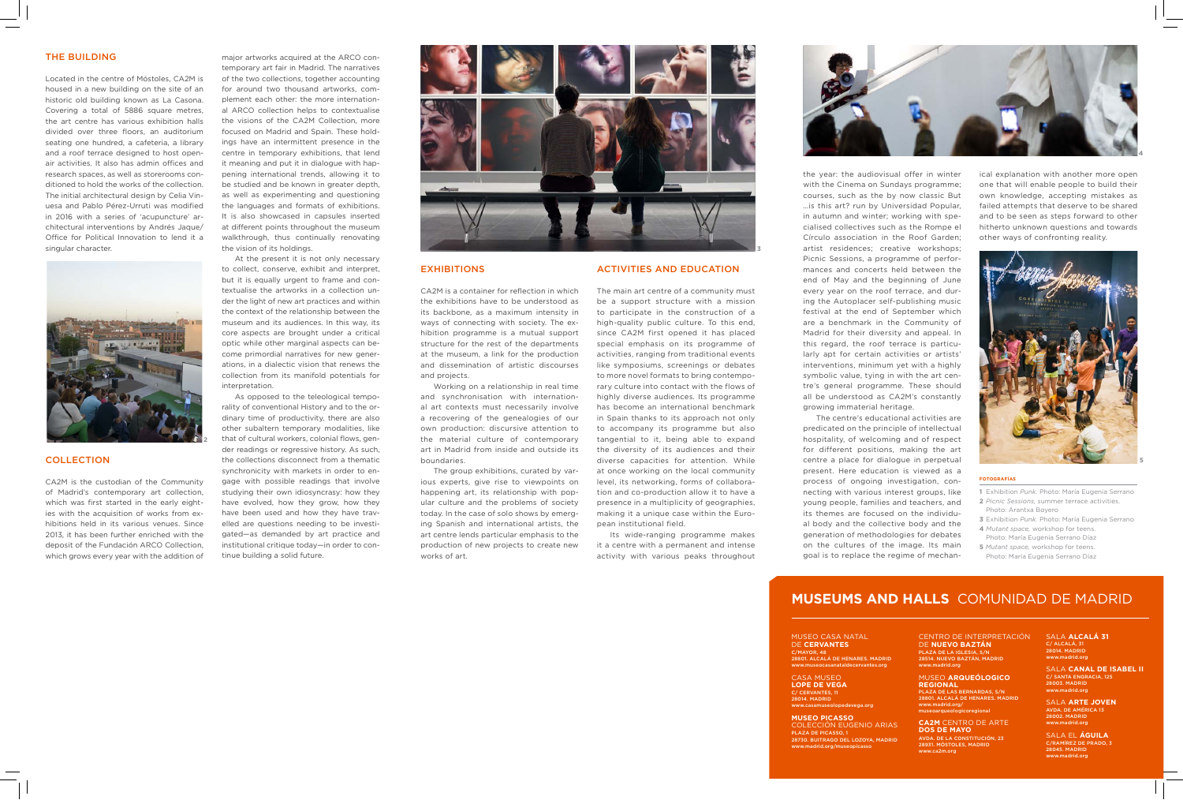## THE BUILDING

Located in the centre of Móstoles, CA2M is housed in a new building on the site of an historic old building known as La Casona. Covering a total of 5886 square metres, the art centre has various exhibition halls divided over three floors, an auditorium seating one hundred, a cafeteria, a library and a roof terrace designed to host open-air activities. It also has admin offices and research spaces, as well as storerooms conditioned to hold the works of the collection. The initial architectural design by Celia Vinuesa and Pablo Pérez-Urruti was modified in 2016 with a series of 'acupuncture' architectural interventions by Andrés Jaque/ Office for Political Innovation to lend it a singular character.

## COLLECTION

CA2M is the custodian of the Community of Madrid's contemporary art collection, which was first started in the early eighties with the acquisition of works from exhibitions held in its various venues. Since 2013, it has been further enriched with the deposit of the Fundación ARCO Collection, which grows every year with the addition of major artworks acquired at the ARCO contemporary art fair in Madrid. The narratives of the two collections, together accounting for around two thousand artworks, complement each other: the more international ARCO collection helps to contextualise the visions of the CA2M Collection, more focused on Madrid and Spain. These holdings have an intermittent presence in the centre in temporary exhibitions, that lend it meaning and put it in dialogue with happening international trends, allowing it to be studied and be known in greater depth, as well as experimenting and questioning the languages and formats of exhibitions. It is also showcased in capsules inserted at different points throughout the museum walkthrough, thus continually renovating the vision of its holdings.

At the present it is not only necessary to collect, conserve, exhibit and interpret, but it is equally urgent to frame and contextualise the artworks in a collection under the light of new art practices and within the context of the relationship between the museum and its audiences. In this way, its core aspects are brought under a critical optic while other marginal aspects can become primordial narratives for new generations, in a dialectic vision that renews the collection from its manifold potentials for interpretation.

As opposed to the teleological temporality of conventional History and to the ordinary time of productivity, there are also other subaltern temporary modalities, like that of cultural workers, colonial flows, gender readings or regressive history. As such, the collections disconnect from a thematic synchronicity with markets in order to engage with possible readings that involve studying their own idiosyncrasy: how they have evolved, how they grow, how they have been used and how they have travelled are questions needing to be investigated—as demanded by art practice and institutional critique today—in order to continue building a solid future.

## EXHIBITIONS

CA2M is a container for reflection in which the exhibitions have to be understood as its backbone, as a maximum intensity in its ways of connecting with society. The exhibition programme is a mutual support structure for the rest of the departments at the museum, a link for the production and dissemination of artistic discourses and projects.

Working on a relationship in real time and synchronisation with international art contexts must necessarily involve a recovering of the genealogies of our own production: discursive attention to the material culture of contemporary art in Madrid from inside and outside its boundaries.

The group exhibitions, curated by various experts, give rise to viewpoints on happening art, its relationship with popular culture and the problems of society today. In the case of solo shows by emerging Spanish and international artists, the art centre lends particular emphasis to the production of new projects to create new works of art.

## ACTIVITIES AND EDUCATION

The main art centre of a community must be a support structure with a mission to participate in the construction of a high-quality public culture. To this end, since CA2M first opened it has placed special emphasis on its programme of activities, ranging from traditional events like symposiums, screenings or debates to more novel formats to bring contemporary culture into contact with the flows of highly diverse audiences. Its programme has become an international benchmark in Spain thanks to its approach not only to accompany its programme but also tangential to it, being able to expand the diversity of its audiences and their diverse capacities for attention. While at once working on the local community level, its networking, forms of collaboration and co-production allow it to have a presence in a multiplicity of geographies, making it a unique case within the European institutional field.

Its wide-ranging programme makes it a centre with a permanent and intense activity with various peaks throughout the year: the audiovisual offer in winter with the Cinema on Sundays programme; courses, such as the by now classic But ...is this art? run by Universidad Popular, in autumn and winter; working with specialised collectives such as the Rompe el Círculo association in the Roof Garden; artist residences; creative workshops; Picnic Sessions, a programme of performances and concerts held between the end of May and the beginning of June every year on the roof terrace, and during the Autoplacer self-publishing music festival at the end of September which are a benchmark in the Community of Madrid for their diversity and appeal. In this regard, the roof terrace is particularly apt for certain activities or artists' interventions, minimum yet with a highly symbolic value, tying in with the art centre's general programme. These should all be understood as CA2M's constantly growing immaterial heritage.

The centre's educational activities are predicated on the principle of intellectual hospitality, of welcoming and of respect for different positions, making the art centre a place for dialogue in perpetual present. Here education is viewed as a process of ongoing investigation, connecting with various interest groups, like young people, families and teachers, and its themes are focused on the individual body and the collective body and the generation of methodologies for debates on the cultures of the image. Its main goal is to replace the regime of mechanical explanation with another more open one that will enable people to build their own knowledge, accepting mistakes as failed attempts that deserve to be shared and to be seen as steps forward to other hitherto unknown questions and towards other ways of confronting reality.

**FOTOGRAFÍAS**

1 Exhibition *Punk*. Photo: María Eugenia Serrano
2 *Picnic Sessions*, summer terrace activities. Photo: Arantxa Boyero
3 Exhibition *Punk*. Photo: María Eugenia Serrano
4 *Mutant space*, workshop for teens. Photo: María Eugenia Serrano Díaz
5 *Mutant space*, workshop for teens. Photo: María Eugenia Serrano Díaz

## MUSEUMS AND HALLS COMUNIDAD DE MADRID

MUSEO CASA NATAL DE **CERVANTES**
C/MAYOR, 48
28801. ALCALÁ DE HENARES. MADRID
www.museocasanataldecervantes.org

CASA MUSEO **LOPE DE VEGA**
C/ CERVANTES, 11
28014. MADRID
www.casamuseolopedevega.org

**MUSEO PICASSO** COLECCIÓN EUGENIO ARIAS
PLAZA DE PICASSO, 1
28730. BUITRAGO DEL LOZOYA. MADRID
www.madrid.org/museopicasso

CENTRO DE INTERPRETACIÓN DE **NUEVO BAZTÁN**
PLAZA DE LA IGLESIA, S/N
28514. NUEVO BAZTÁN. MADRID
www.madrid.org

MUSEO **ARQUEOLÓGICO REGIONAL**
PLAZA DE LAS BERNARDAS, S/N
28801. ALCALÁ DE HENARES. MADRID
www.madrid.org/museoarqueologicoregional

**CA2M** CENTRO DE ARTE **DOS DE MAYO**
AVDA. DE LA CONSTITUCIÓN, 23
28931. MÓSTOLES. MADRID
www.ca2m.org

SALA **ALCALÁ 31**
C/ ALCALÁ, 31
28014. MADRID
www.madrid.org

SALA **CANAL DE ISABEL II**
C/ SANTA ENGRACIA, 125
28003. MADRID
www.madrid.org

SALA **ARTE JOVEN**
AVDA. DE AMÉRICA 13
28002. MADRID
www.madrid.org

SALA EL **ÁGUILA**
C/RAMÍREZ DE PRADO, 3
28045. MADRID
www.madrid.org